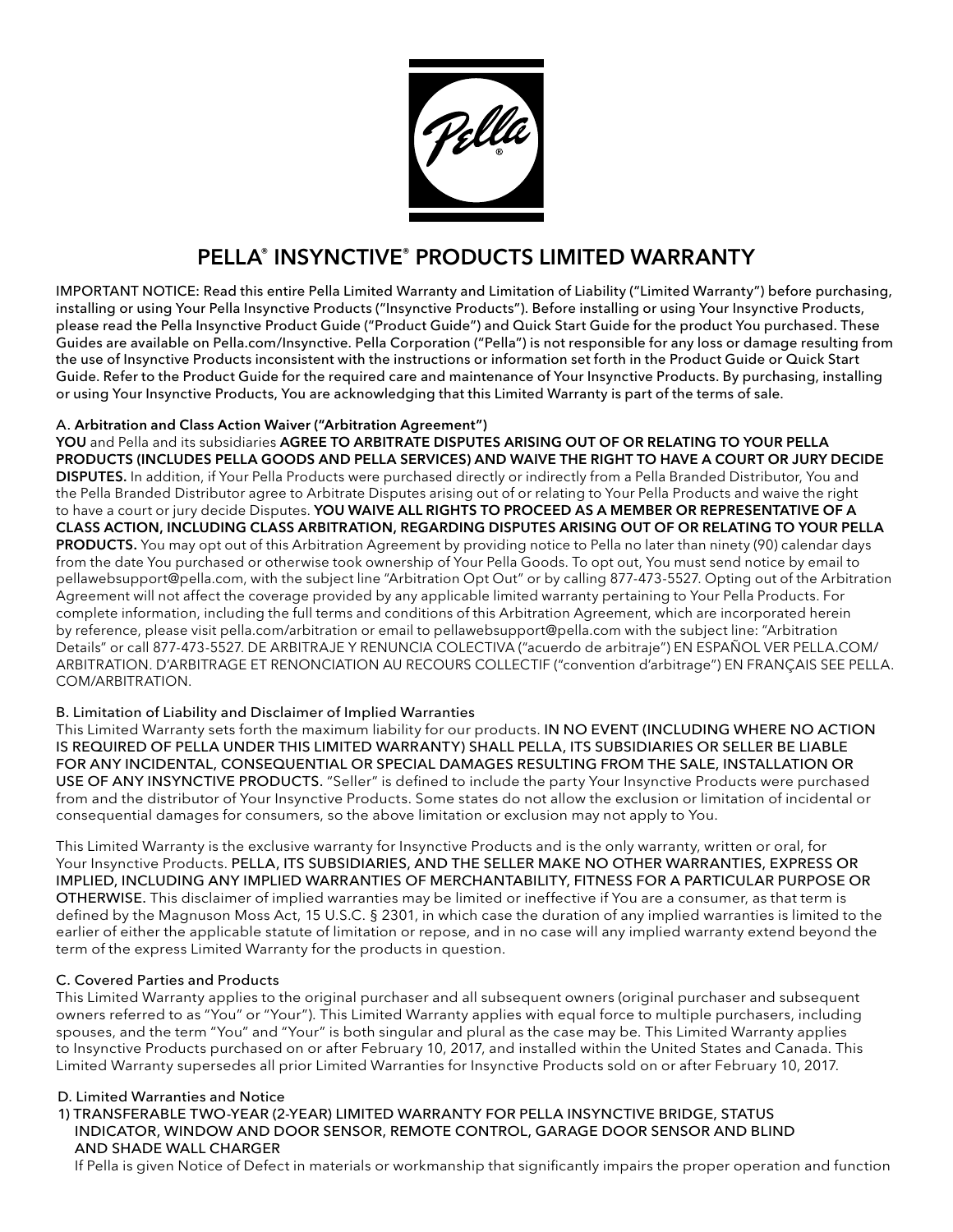# PELLA® INSYNCTIVE® PRODUCTS LIMITED WARRANTY

IMPORTANT NOTICE: Read this entire Pella Limited Warranty and Limitation of Liability ("Limited Warranty") before purchasing, installing or using Your Pella Insynctive Products ("Insynctive Products"). Before installing or using Your Insynctive Products, please read the Pella Insynctive Product Guide ("Product Guide") and Quick Start Guide for the product You purchased. These Guides are available on Pella.com/Insynctive. Pella Corporation ("Pella") is not responsible for any loss or damage resulting from the use of Insynctive Products inconsistent with the instructions or information set forth in the Product Guide or Quick Start Guide. Refer to the Product Guide for the required care and maintenance of Your Insynctive Products. By purchasing, installing or using Your Insynctive Products, You are acknowledging that this Limited Warranty is part of the terms of sale.

## A. Arbitration and Class Action Waiver ("Arbitration Agreement")

**YOU** and Pella and its subsidiaries **AGREE TO ARBITRATE DISPUTES ARISING OUT OF OR RELATING TO YOUR PELLA PRODUCTS (INCLUDES PELLA GOODS AND PELLA SERVICES) AND WAIVE THE RIGHT TO HAVE A COURT OR JURY DECIDE DISPUTES.** In addition, if Your Pella Products were purchased directly or indirectly from a Pella Branded Distributor, You and the Pella Branded Distributor agree to Arbitrate Disputes arising out of or relating to Your Pella Products and waive the right to have a court or jury decide Disputes. **YOU WAIVE ALL RIGHTS TO PROCEED AS A MEMBER OR REPRESENTATIVE OF A CLASS ACTION, INCLUDING CLASS ARBITRATION, REGARDING DISPUTES ARISING OUT OF OR RELATING TO YOUR PELLA PRODUCTS.** You may opt out of this Arbitration Agreement by providing notice to Pella no later than ninety (90) calendar days from the date You purchased or otherwise took ownership of Your Pella Goods. To opt out, You must send notice by email to pellawebsupport@pella.com, with the subject line "Arbitration Opt Out" or by calling 877-473-5527. Opting out of the Arbitration Agreement will not affect the coverage provided by any applicable limited warranty pertaining to Your Pella Products. For complete information, including the full terms and conditions of this Arbitration Agreement, which are incorporated herein by reference, please visit pella.com/arbitration or email to pellawebsupport@pella.com with the subject line: "Arbitration Details" or call 877-473-5527. DE ARBITRAJE Y RENUNCIA COLECTIVA ("acuerdo de arbitraje") EN ESPAÑOL VER PELLA.COM/ARBITRATION. D'ARBITRAGE ET RENONCIATION AU RECOURS COLLECTIF ("convention d'arbitrage") EN FRANÇAIS SEE PELLA.COM/ARBITRATION.

## B. Limitation of Liability and Disclaimer of Implied Warranties

This Limited Warranty sets forth the maximum liability for our products. **IN NO EVENT (INCLUDING WHERE NO ACTION IS REQUIRED OF PELLA UNDER THIS LIMITED WARRANTY) SHALL PELLA, ITS SUBSIDIARIES OR SELLER BE LIABLE FOR ANY INCIDENTAL, CONSEQUENTIAL OR SPECIAL DAMAGES RESULTING FROM THE SALE, INSTALLATION OR USE OF ANY INSYNCTIVE PRODUCTS.** "Seller" is defined to include the party Your Insynctive Products were purchased from and the distributor of Your Insynctive Products. Some states do not allow the exclusion or limitation of incidental or consequential damages for consumers, so the above limitation or exclusion may not apply to You.

This Limited Warranty is the exclusive warranty for Insynctive Products and is the only warranty, written or oral, for Your Insynctive Products. **PELLA, ITS SUBSIDIARIES, AND THE SELLER MAKE NO OTHER WARRANTIES, EXPRESS OR IMPLIED, INCLUDING ANY IMPLIED WARRANTIES OF MERCHANTABILITY, FITNESS FOR A PARTICULAR PURPOSE OR OTHERWISE.** This disclaimer of implied warranties may be limited or ineffective if You are a consumer, as that term is defined by the Magnuson Moss Act, 15 U.S.C. § 2301, in which case the duration of any implied warranties is limited to the earlier of either the applicable statute of limitation or repose, and in no case will any implied warranty extend beyond the term of the express Limited Warranty for the products in question.

## C. Covered Parties and Products

This Limited Warranty applies to the original purchaser and all subsequent owners (original purchaser and subsequent owners referred to as "You" or "Your"). This Limited Warranty applies with equal force to multiple purchasers, including spouses, and the term "You" and "Your" is both singular and plural as the case may be. This Limited Warranty applies to Insynctive Products purchased on or after February 10, 2017, and installed within the United States and Canada. This Limited Warranty supersedes all prior Limited Warranties for Insynctive Products sold on or after February 10, 2017.

## D. Limited Warranties and Notice

1) TRANSFERABLE TWO-YEAR (2-YEAR) LIMITED WARRANTY FOR PELLA INSYNCTIVE BRIDGE, STATUS INDICATOR, WINDOW AND DOOR SENSOR, REMOTE CONTROL, GARAGE DOOR SENSOR AND BLIND AND SHADE WALL CHARGER

If Pella is given Notice of Defect in materials or workmanship that significantly impairs the proper operation and function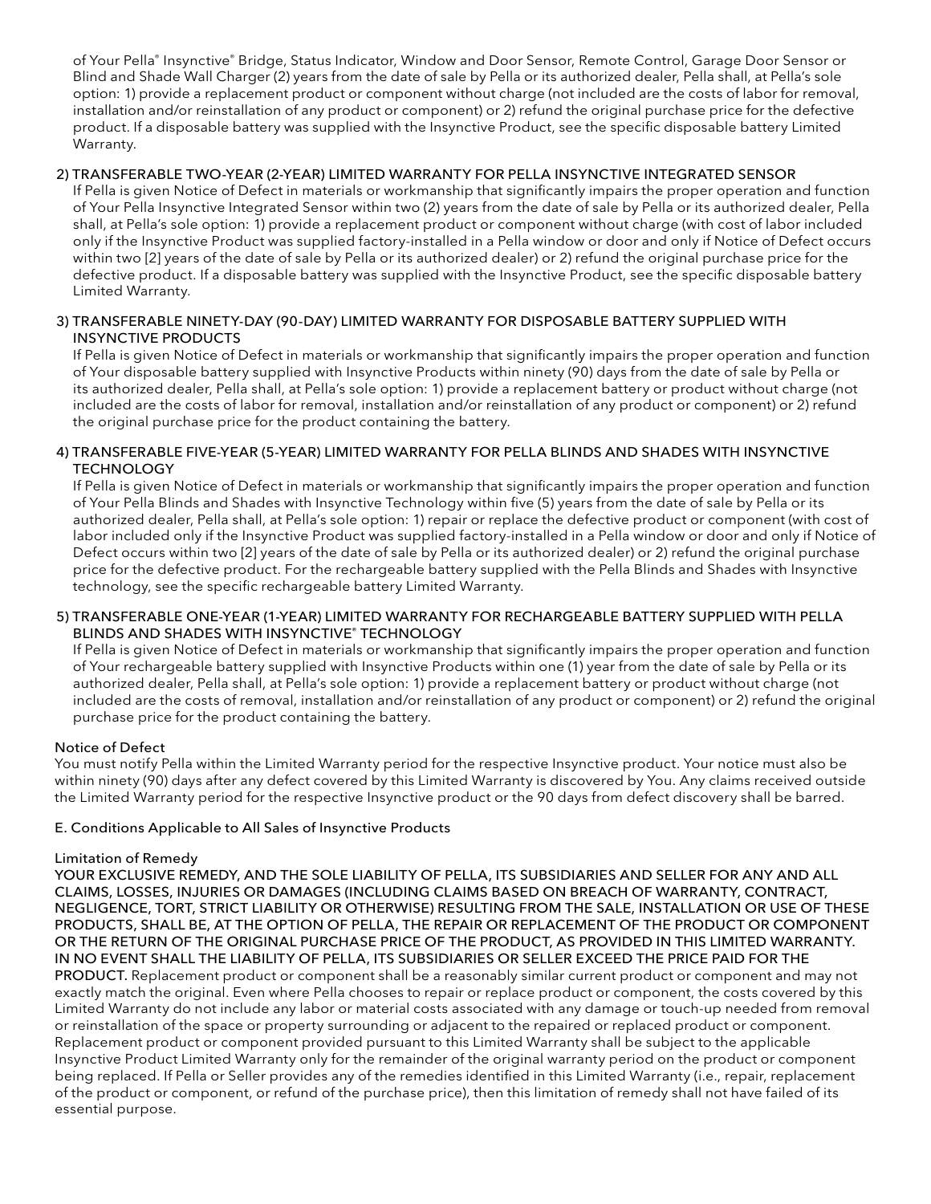of Your Pella® Insynctive® Bridge, Status Indicator, Window and Door Sensor, Remote Control, Garage Door Sensor or Blind and Shade Wall Charger (2) years from the date of sale by Pella or its authorized dealer, Pella shall, at Pella's sole option: 1) provide a replacement product or component without charge (not included are the costs of labor for removal, installation and/or reinstallation of any product or component) or 2) refund the original purchase price for the defective product. If a disposable battery was supplied with the Insynctive Product, see the specific disposable battery Limited Warranty.

2) TRANSFERABLE TWO-YEAR (2-YEAR) LIMITED WARRANTY FOR PELLA INSYNCTIVE INTEGRATED SENSOR

If Pella is given Notice of Defect in materials or workmanship that significantly impairs the proper operation and function of Your Pella Insynctive Integrated Sensor within two (2) years from the date of sale by Pella or its authorized dealer, Pella shall, at Pella's sole option: 1) provide a replacement product or component without charge (with cost of labor included only if the Insynctive Product was supplied factory-installed in a Pella window or door and only if Notice of Defect occurs within two [2] years of the date of sale by Pella or its authorized dealer) or 2) refund the original purchase price for the defective product. If a disposable battery was supplied with the Insynctive Product, see the specific disposable battery Limited Warranty.

3) TRANSFERABLE NINETY-DAY (90-DAY) LIMITED WARRANTY FOR DISPOSABLE BATTERY SUPPLIED WITH INSYNCTIVE PRODUCTS

If Pella is given Notice of Defect in materials or workmanship that significantly impairs the proper operation and function of Your disposable battery supplied with Insynctive Products within ninety (90) days from the date of sale by Pella or its authorized dealer, Pella shall, at Pella's sole option: 1) provide a replacement battery or product without charge (not included are the costs of labor for removal, installation and/or reinstallation of any product or component) or 2) refund the original purchase price for the product containing the battery.

4) TRANSFERABLE FIVE-YEAR (5-YEAR) LIMITED WARRANTY FOR PELLA BLINDS AND SHADES WITH INSYNCTIVE TECHNOLOGY

If Pella is given Notice of Defect in materials or workmanship that significantly impairs the proper operation and function of Your Pella Blinds and Shades with Insynctive Technology within five (5) years from the date of sale by Pella or its authorized dealer, Pella shall, at Pella's sole option: 1) repair or replace the defective product or component (with cost of labor included only if the Insynctive Product was supplied factory-installed in a Pella window or door and only if Notice of Defect occurs within two [2] years of the date of sale by Pella or its authorized dealer) or 2) refund the original purchase price for the defective product. For the rechargeable battery supplied with the Pella Blinds and Shades with Insynctive technology, see the specific rechargeable battery Limited Warranty.

5) TRANSFERABLE ONE-YEAR (1-YEAR) LIMITED WARRANTY FOR RECHARGEABLE BATTERY SUPPLIED WITH PELLA BLINDS AND SHADES WITH INSYNCTIVE® TECHNOLOGY

If Pella is given Notice of Defect in materials or workmanship that significantly impairs the proper operation and function of Your rechargeable battery supplied with Insynctive Products within one (1) year from the date of sale by Pella or its authorized dealer, Pella shall, at Pella's sole option: 1) provide a replacement battery or product without charge (not included are the costs of removal, installation and/or reinstallation of any product or component) or 2) refund the original purchase price for the product containing the battery.

Notice of Defect

You must notify Pella within the Limited Warranty period for the respective Insynctive product. Your notice must also be within ninety (90) days after any defect covered by this Limited Warranty is discovered by You. Any claims received outside the Limited Warranty period for the respective Insynctive product or the 90 days from defect discovery shall be barred.

E. Conditions Applicable to All Sales of Insynctive Products

Limitation of Remedy

**YOUR EXCLUSIVE REMEDY, AND THE SOLE LIABILITY OF PELLA, ITS SUBSIDIARIES AND SELLER FOR ANY AND ALL CLAIMS, LOSSES, INJURIES OR DAMAGES (INCLUDING CLAIMS BASED ON BREACH OF WARRANTY, CONTRACT, NEGLIGENCE, TORT, STRICT LIABILITY OR OTHERWISE) RESULTING FROM THE SALE, INSTALLATION OR USE OF THESE PRODUCTS, SHALL BE, AT THE OPTION OF PELLA, THE REPAIR OR REPLACEMENT OF THE PRODUCT OR COMPONENT OR THE RETURN OF THE ORIGINAL PURCHASE PRICE OF THE PRODUCT, AS PROVIDED IN THIS LIMITED WARRANTY. IN NO EVENT SHALL THE LIABILITY OF PELLA, ITS SUBSIDIARIES OR SELLER EXCEED THE PRICE PAID FOR THE PRODUCT.** Replacement product or component shall be a reasonably similar current product or component and may not exactly match the original. Even where Pella chooses to repair or replace product or component, the costs covered by this Limited Warranty do not include any labor or material costs associated with any damage or touch-up needed from removal or reinstallation of the space or property surrounding or adjacent to the repaired or replaced product or component. Replacement product or component provided pursuant to this Limited Warranty shall be subject to the applicable Insynctive Product Limited Warranty only for the remainder of the original warranty period on the product or component being replaced. If Pella or Seller provides any of the remedies identified in this Limited Warranty (i.e., repair, replacement of the product or component, or refund of the purchase price), then this limitation of remedy shall not have failed of its essential purpose.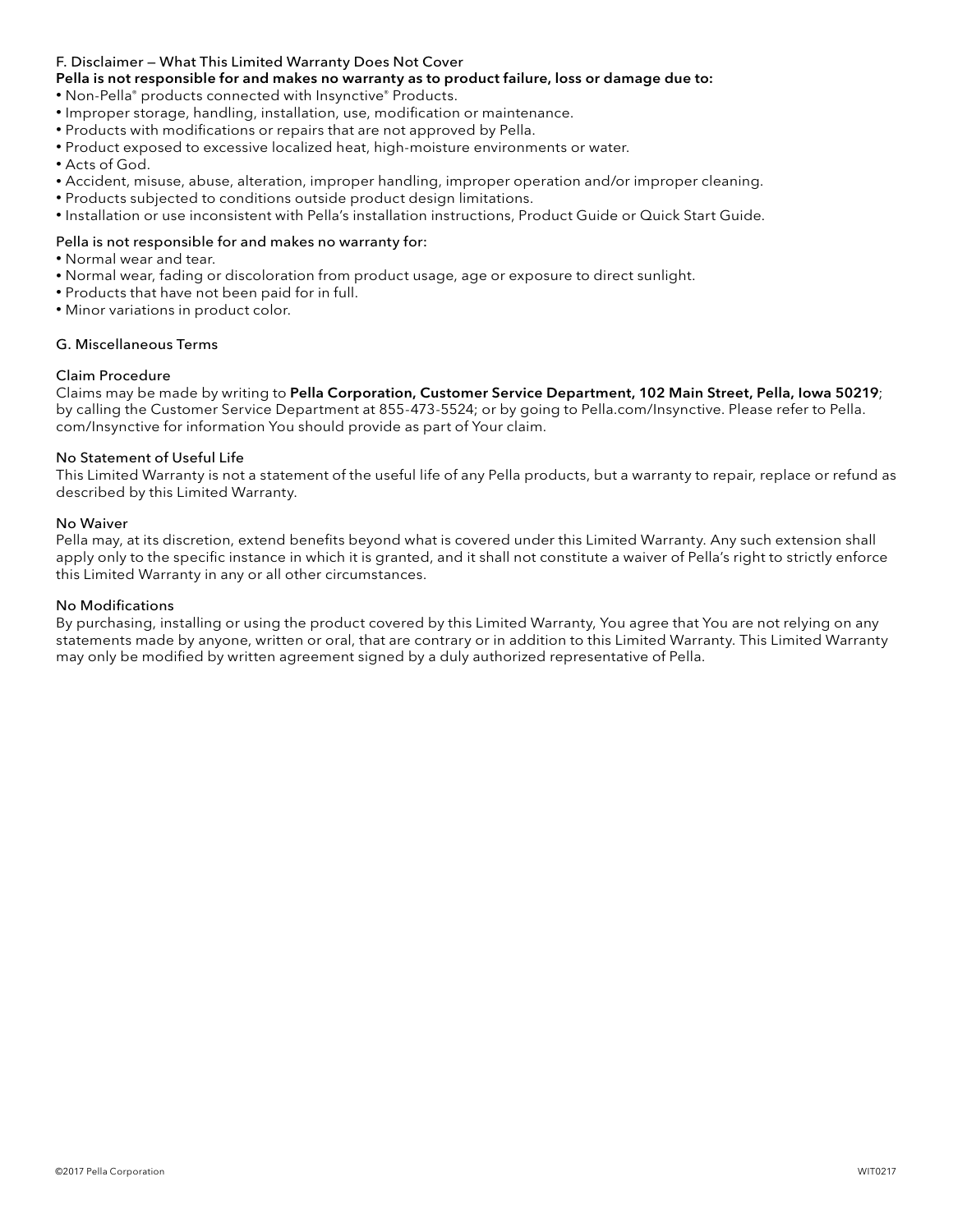F. Disclaimer — What This Limited Warranty Does Not Cover

**Pella is not responsible for and makes no warranty as to product failure, loss or damage due to:**

- Non-Pella® products connected with Insynctive® Products.
- Improper storage, handling, installation, use, modification or maintenance.
- Products with modifications or repairs that are not approved by Pella.
- Product exposed to excessive localized heat, high-moisture environments or water.
- Acts of God.
- Accident, misuse, abuse, alteration, improper handling, improper operation and/or improper cleaning.
- Products subjected to conditions outside product design limitations.
- Installation or use inconsistent with Pella's installation instructions, Product Guide or Quick Start Guide.

Pella is not responsible for and makes no warranty for:

- Normal wear and tear.
- Normal wear, fading or discoloration from product usage, age or exposure to direct sunlight.
- Products that have not been paid for in full.
- Minor variations in product color.

G. Miscellaneous Terms

Claim Procedure

Claims may be made by writing to **Pella Corporation, Customer Service Department, 102 Main Street, Pella, Iowa 50219**; by calling the Customer Service Department at 855-473-5524; or by going to Pella.com/Insynctive. Please refer to Pella.com/Insynctive for information You should provide as part of Your claim.

No Statement of Useful Life

This Limited Warranty is not a statement of the useful life of any Pella products, but a warranty to repair, replace or refund as described by this Limited Warranty.

No Waiver

Pella may, at its discretion, extend benefits beyond what is covered under this Limited Warranty. Any such extension shall apply only to the specific instance in which it is granted, and it shall not constitute a waiver of Pella's right to strictly enforce this Limited Warranty in any or all other circumstances.

No Modifications

By purchasing, installing or using the product covered by this Limited Warranty, You agree that You are not relying on any statements made by anyone, written or oral, that are contrary or in addition to this Limited Warranty. This Limited Warranty may only be modified by written agreement signed by a duly authorized representative of Pella.

©2017 Pella Corporation WIT0217